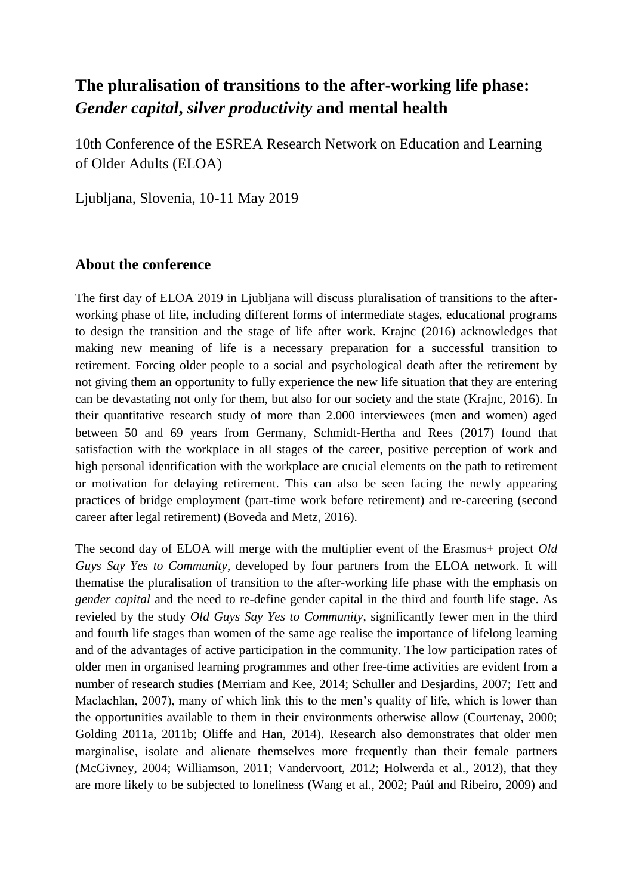# The pluralisation of transitions to the after-working life phase: *Gender capital*, *silver productivity* and mental health

10th Conference of the ESREA Research Network on Education and Learning of Older Adults (ELOA)

Ljubljana, Slovenia, 10-11 May 2019

## About the conference

The first day of ELOA 2019 in Ljubljana will discuss pluralisation of transitions to the after-working phase of life, including different forms of intermediate stages, educational programs to design the transition and the stage of life after work. Krajnc (2016) acknowledges that making new meaning of life is a necessary preparation for a successful transition to retirement. Forcing older people to a social and psychological death after the retirement by not giving them an opportunity to fully experience the new life situation that they are entering can be devastating not only for them, but also for our society and the state (Krajnc, 2016). In their quantitative research study of more than 2.000 interviewees (men and women) aged between 50 and 69 years from Germany, Schmidt-Hertha and Rees (2017) found that satisfaction with the workplace in all stages of the career, positive perception of work and high personal identification with the workplace are crucial elements on the path to retirement or motivation for delaying retirement. This can also be seen facing the newly appearing practices of bridge employment (part-time work before retirement) and re-careering (second career after legal retirement) (Boveda and Metz, 2016).

The second day of ELOA will merge with the multiplier event of the Erasmus+ project *Old Guys Say Yes to Community*, developed by four partners from the ELOA network. It will thematise the pluralisation of transition to the after-working life phase with the emphasis on *gender capital* and the need to re-define gender capital in the third and fourth life stage. As revieled by the study *Old Guys Say Yes to Community*, significantly fewer men in the third and fourth life stages than women of the same age realise the importance of lifelong learning and of the advantages of active participation in the community. The low participation rates of older men in organised learning programmes and other free-time activities are evident from a number of research studies (Merriam and Kee, 2014; Schuller and Desjardins, 2007; Tett and Maclachlan, 2007), many of which link this to the men's quality of life, which is lower than the opportunities available to them in their environments otherwise allow (Courtenay, 2000; Golding 2011a, 2011b; Oliffe and Han, 2014). Research also demonstrates that older men marginalise, isolate and alienate themselves more frequently than their female partners (McGivney, 2004; Williamson, 2011; Vandervoort, 2012; Holwerda et al., 2012), that they are more likely to be subjected to loneliness (Wang et al., 2002; Paúl and Ribeiro, 2009) and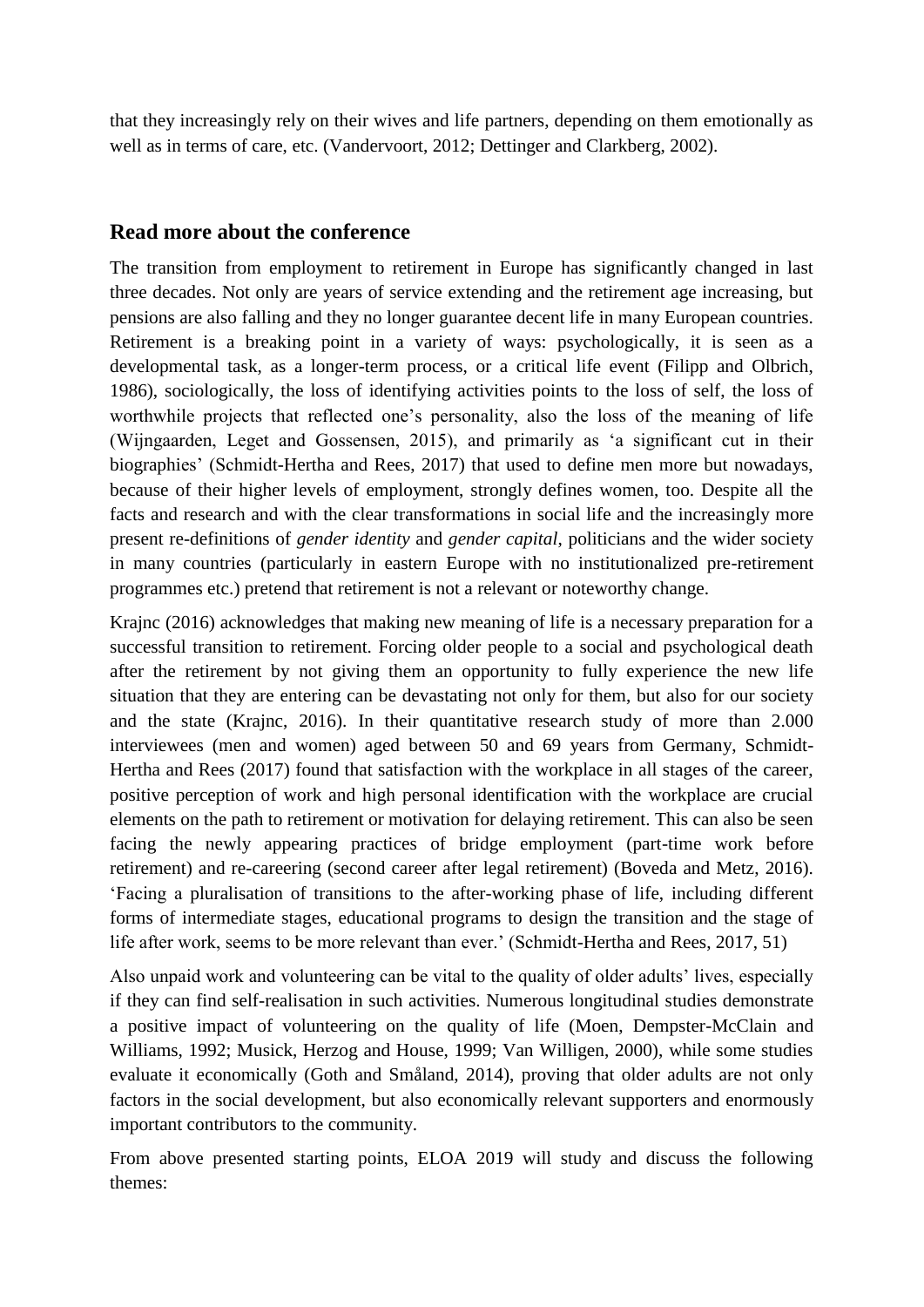that they increasingly rely on their wives and life partners, depending on them emotionally as well as in terms of care, etc. (Vandervoort, 2012; Dettinger and Clarkberg, 2002).

## Read more about the conference

The transition from employment to retirement in Europe has significantly changed in last three decades. Not only are years of service extending and the retirement age increasing, but pensions are also falling and they no longer guarantee decent life in many European countries. Retirement is a breaking point in a variety of ways: psychologically, it is seen as a developmental task, as a longer-term process, or a critical life event (Filipp and Olbrich, 1986), sociologically, the loss of identifying activities points to the loss of self, the loss of worthwhile projects that reflected one's personality, also the loss of the meaning of life (Wijngaarden, Leget and Gossensen, 2015), and primarily as 'a significant cut in their biographies' (Schmidt-Hertha and Rees, 2017) that used to define men more but nowadays, because of their higher levels of employment, strongly defines women, too. Despite all the facts and research and with the clear transformations in social life and the increasingly more present re-definitions of *gender identity* and *gender capital*, politicians and the wider society in many countries (particularly in eastern Europe with no institutionalized pre-retirement programmes etc.) pretend that retirement is not a relevant or noteworthy change.

Krajnc (2016) acknowledges that making new meaning of life is a necessary preparation for a successful transition to retirement. Forcing older people to a social and psychological death after the retirement by not giving them an opportunity to fully experience the new life situation that they are entering can be devastating not only for them, but also for our society and the state (Krajnc, 2016). In their quantitative research study of more than 2.000 interviewees (men and women) aged between 50 and 69 years from Germany, Schmidt-Hertha and Rees (2017) found that satisfaction with the workplace in all stages of the career, positive perception of work and high personal identification with the workplace are crucial elements on the path to retirement or motivation for delaying retirement. This can also be seen facing the newly appearing practices of bridge employment (part-time work before retirement) and re-careering (second career after legal retirement) (Boveda and Metz, 2016). 'Facing a pluralisation of transitions to the after-working phase of life, including different forms of intermediate stages, educational programs to design the transition and the stage of life after work, seems to be more relevant than ever.' (Schmidt-Hertha and Rees, 2017, 51)

Also unpaid work and volunteering can be vital to the quality of older adults' lives, especially if they can find self-realisation in such activities. Numerous longitudinal studies demonstrate a positive impact of volunteering on the quality of life (Moen, Dempster-McClain and Williams, 1992; Musick, Herzog and House, 1999; Van Willigen, 2000), while some studies evaluate it economically (Goth and Småland, 2014), proving that older adults are not only factors in the social development, but also economically relevant supporters and enormously important contributors to the community.

From above presented starting points, ELOA 2019 will study and discuss the following themes: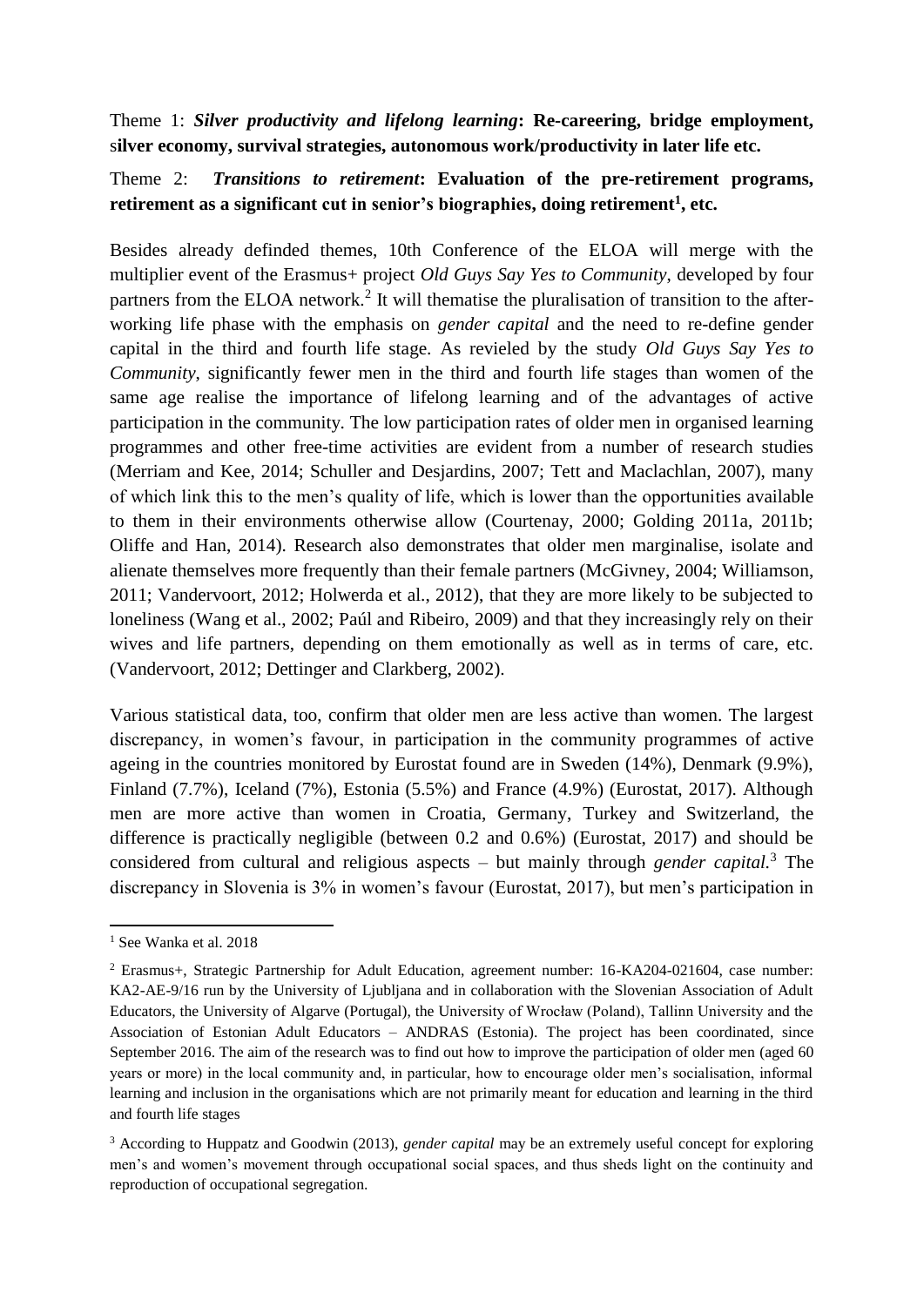Theme 1: ***Silver productivity and lifelong learning*: Re-careering, bridge employment, silver economy, survival strategies, autonomous work/productivity in later life etc.**

Theme 2: ***Transitions to retirement*: Evaluation of the pre-retirement programs, retirement as a significant cut in senior's biographies, doing retirement[1], etc.**

Besides already definded themes, 10th Conference of the ELOA will merge with the multiplier event of the Erasmus+ project *Old Guys Say Yes to Community*, developed by four partners from the ELOA network.[2] It will thematise the pluralisation of transition to the after-working life phase with the emphasis on *gender capital* and the need to re-define gender capital in the third and fourth life stage. As revieled by the study *Old Guys Say Yes to Community*, significantly fewer men in the third and fourth life stages than women of the same age realise the importance of lifelong learning and of the advantages of active participation in the community. The low participation rates of older men in organised learning programmes and other free-time activities are evident from a number of research studies (Merriam and Kee, 2014; Schuller and Desjardins, 2007; Tett and Maclachlan, 2007), many of which link this to the men's quality of life, which is lower than the opportunities available to them in their environments otherwise allow (Courtenay, 2000; Golding 2011a, 2011b; Oliffe and Han, 2014). Research also demonstrates that older men marginalise, isolate and alienate themselves more frequently than their female partners (McGivney, 2004; Williamson, 2011; Vandervoort, 2012; Holwerda et al., 2012), that they are more likely to be subjected to loneliness (Wang et al., 2002; Paúl and Ribeiro, 2009) and that they increasingly rely on their wives and life partners, depending on them emotionally as well as in terms of care, etc. (Vandervoort, 2012; Dettinger and Clarkberg, 2002).

Various statistical data, too, confirm that older men are less active than women. The largest discrepancy, in women's favour, in participation in the community programmes of active ageing in the countries monitored by Eurostat found are in Sweden (14%), Denmark (9.9%), Finland (7.7%), Iceland (7%), Estonia (5.5%) and France (4.9%) (Eurostat, 2017). Although men are more active than women in Croatia, Germany, Turkey and Switzerland, the difference is practically negligible (between 0.2 and 0.6%) (Eurostat, 2017) and should be considered from cultural and religious aspects – but mainly through *gender capital*.[3] The discrepancy in Slovenia is 3% in women's favour (Eurostat, 2017), but men's participation in

---

[1] See Wanka et al. 2018

[2] Erasmus+, Strategic Partnership for Adult Education, agreement number: 16-KA204-021604, case number: KA2-AE-9/16 run by the University of Ljubljana and in collaboration with the Slovenian Association of Adult Educators, the University of Algarve (Portugal), the University of Wrocław (Poland), Tallinn University and the Association of Estonian Adult Educators – ANDRAS (Estonia). The project has been coordinated, since September 2016. The aim of the research was to find out how to improve the participation of older men (aged 60 years or more) in the local community and, in particular, how to encourage older men's socialisation, informal learning and inclusion in the organisations which are not primarily meant for education and learning in the third and fourth life stages

[3] According to Huppatz and Goodwin (2013), *gender capital* may be an extremely useful concept for exploring men's and women's movement through occupational social spaces, and thus sheds light on the continuity and reproduction of occupational segregation.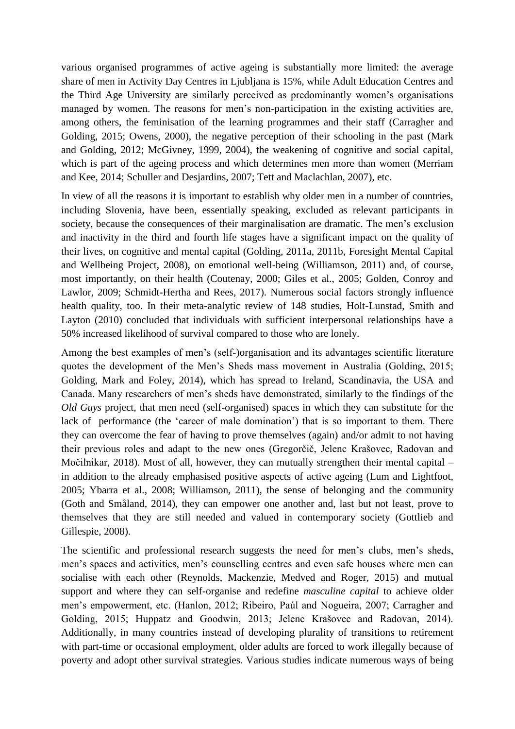various organised programmes of active ageing is substantially more limited: the average share of men in Activity Day Centres in Ljubljana is 15%, while Adult Education Centres and the Third Age University are similarly perceived as predominantly women's organisations managed by women. The reasons for men's non-participation in the existing activities are, among others, the feminisation of the learning programmes and their staff (Carragher and Golding, 2015; Owens, 2000), the negative perception of their schooling in the past (Mark and Golding, 2012; McGivney, 1999, 2004), the weakening of cognitive and social capital, which is part of the ageing process and which determines men more than women (Merriam and Kee, 2014; Schuller and Desjardins, 2007; Tett and Maclachlan, 2007), etc.

In view of all the reasons it is important to establish why older men in a number of countries, including Slovenia, have been, essentially speaking, excluded as relevant participants in society, because the consequences of their marginalisation are dramatic. The men's exclusion and inactivity in the third and fourth life stages have a significant impact on the quality of their lives, on cognitive and mental capital (Golding, 2011a, 2011b, Foresight Mental Capital and Wellbeing Project, 2008), on emotional well-being (Williamson, 2011) and, of course, most importantly, on their health (Coutenay, 2000; Giles et al., 2005; Golden, Conroy and Lawlor, 2009; Schmidt-Hertha and Rees, 2017). Numerous social factors strongly influence health quality, too. In their meta-analytic review of 148 studies, Holt-Lunstad, Smith and Layton (2010) concluded that individuals with sufficient interpersonal relationships have a 50% increased likelihood of survival compared to those who are lonely.

Among the best examples of men's (self-)organisation and its advantages scientific literature quotes the development of the Men's Sheds mass movement in Australia (Golding, 2015; Golding, Mark and Foley, 2014), which has spread to Ireland, Scandinavia, the USA and Canada. Many researchers of men's sheds have demonstrated, similarly to the findings of the *Old Guys* project, that men need (self-organised) spaces in which they can substitute for the lack of performance (the 'career of male domination') that is so important to them. There they can overcome the fear of having to prove themselves (again) and/or admit to not having their previous roles and adapt to the new ones (Gregorčič, Jelenc Krašovec, Radovan and Močilnikar, 2018). Most of all, however, they can mutually strengthen their mental capital – in addition to the already emphasised positive aspects of active ageing (Lum and Lightfoot, 2005; Ybarra et al., 2008; Williamson, 2011), the sense of belonging and the community (Goth and Småland, 2014), they can empower one another and, last but not least, prove to themselves that they are still needed and valued in contemporary society (Gottlieb and Gillespie, 2008).

The scientific and professional research suggests the need for men's clubs, men's sheds, men's spaces and activities, men's counselling centres and even safe houses where men can socialise with each other (Reynolds, Mackenzie, Medved and Roger, 2015) and mutual support and where they can self-organise and redefine *masculine capital* to achieve older men's empowerment, etc. (Hanlon, 2012; Ribeiro, Paúl and Nogueira, 2007; Carragher and Golding, 2015; Huppatz and Goodwin, 2013; Jelenc Krašovec and Radovan, 2014). Additionally, in many countries instead of developing plurality of transitions to retirement with part-time or occasional employment, older adults are forced to work illegally because of poverty and adopt other survival strategies. Various studies indicate numerous ways of being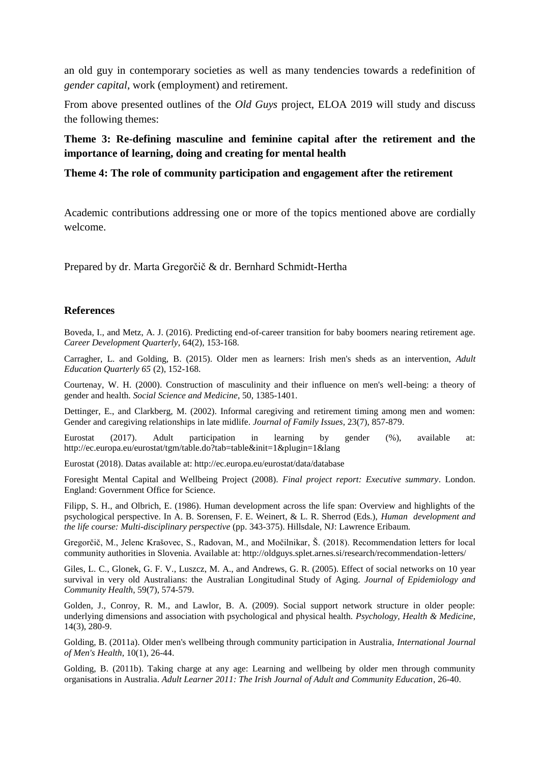an old guy in contemporary societies as well as many tendencies towards a redefinition of *gender capital*, work (employment) and retirement.

From above presented outlines of the *Old Guys* project, ELOA 2019 will study and discuss the following themes:

**Theme 3: Re-defining masculine and feminine capital after the retirement and the importance of learning, doing and creating for mental health**

**Theme 4: The role of community participation and engagement after the retirement**

Academic contributions addressing one or more of the topics mentioned above are cordially welcome.

Prepared by dr. Marta Gregorčič & dr. Bernhard Schmidt-Hertha

## References

Boveda, I., and Metz, A. J. (2016). Predicting end-of-career transition for baby boomers nearing retirement age. *Career Development Quarterly*, 64(2), 153-168.

Carragher, L. and Golding, B. (2015). Older men as learners: Irish men's sheds as an intervention, *Adult Education Quarterly 65* (2), 152-168.

Courtenay, W. H. (2000). Construction of masculinity and their influence on men's well-being: a theory of gender and health. *Social Science and Medicine*, 50, 1385-1401.

Dettinger, E., and Clarkberg, M. (2002). Informal caregiving and retirement timing among men and women: Gender and caregiving relationships in late midlife. *Journal of Family Issues*, 23(7), 857-879.

Eurostat (2017). Adult participation in learning by gender (%), available at: http://ec.europa.eu/eurostat/tgm/table.do?tab=table&init=1&plugin=1&lang

Eurostat (2018). Datas available at: http://ec.europa.eu/eurostat/data/database

Foresight Mental Capital and Wellbeing Project (2008). *Final project report: Executive summary*. London. England: Government Office for Science.

Filipp, S. H., and Olbrich, E. (1986). Human development across the life span: Overview and highlights of the psychological perspective. In A. B. Sorensen, F. E. Weinert, & L. R. Sherrod (Eds.), *Human development and the life course: Multi-disciplinary perspective* (pp. 343-375). Hillsdale, NJ: Lawrence Eribaum.

Gregorčič, M., Jelenc Krašovec, S., Radovan, M., and Močilnikar, Š. (2018). Recommendation letters for local community authorities in Slovenia. Available at: http://oldguys.splet.arnes.si/research/recommendation-letters/

Giles, L. C., Glonek, G. F. V., Luszcz, M. A., and Andrews, G. R. (2005). Effect of social networks on 10 year survival in very old Australians: the Australian Longitudinal Study of Aging. *Journal of Epidemiology and Community Health*, 59(7), 574-579.

Golden, J., Conroy, R. M., and Lawlor, B. A. (2009). Social support network structure in older people: underlying dimensions and association with psychological and physical health. *Psychology, Health & Medicine*, 14(3), 280-9.

Golding, B. (2011a). Older men's wellbeing through community participation in Australia, *International Journal of Men's Health*, 10(1), 26-44.

Golding, B. (2011b). Taking charge at any age: Learning and wellbeing by older men through community organisations in Australia. *Adult Learner 2011: The Irish Journal of Adult and Community Education*, 26-40.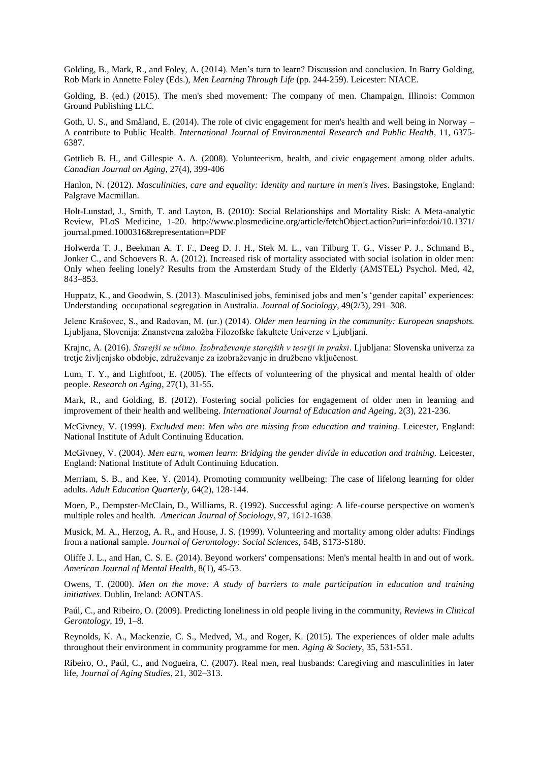Golding, B., Mark, R., and Foley, A. (2014). Men's turn to learn? Discussion and conclusion. In Barry Golding, Rob Mark in Annette Foley (Eds.), *Men Learning Through Life* (pp. 244-259). Leicester: NIACE.

Golding, B. (ed.) (2015). The men's shed movement: The company of men. Champaign, Illinois: Common Ground Publishing LLC.

Goth, U. S., and Småland, E. (2014). The role of civic engagement for men's health and well being in Norway – A contribute to Public Health. *International Journal of Environmental Research and Public Health*, 11, 6375-6387.

Gottlieb B. H., and Gillespie A. A. (2008). Volunteerism, health, and civic engagement among older adults. *Canadian Journal on Aging*, 27(4), 399-406

Hanlon, N. (2012). *Masculinities, care and equality: Identity and nurture in men's lives*. Basingstoke, England: Palgrave Macmillan.

Holt-Lunstad, J., Smith, T. and Layton, B. (2010): Social Relationships and Mortality Risk: A Meta-analytic Review, PLoS Medicine, 1-20. http://www.plosmedicine.org/article/fetchObject.action?uri=info:doi/10.1371/journal.pmed.1000316&representation=PDF

Holwerda T. J., Beekman A. T. F., Deeg D. J. H., Stek M. L., van Tilburg T. G., Visser P. J., Schmand B., Jonker C., and Schoevers R. A. (2012). Increased risk of mortality associated with social isolation in older men: Only when feeling lonely? Results from the Amsterdam Study of the Elderly (AMSTEL) Psychol. Med, 42, 843–853.

Huppatz, K., and Goodwin, S. (2013). Masculinised jobs, feminised jobs and men's 'gender capital' experiences: Understanding occupational segregation in Australia. *Journal of Sociology*, 49(2/3), 291–308.

Jelenc Krašovec, S., and Radovan, M. (ur.) (2014). *Older men learning in the community: European snapshots.* Ljubljana, Slovenija: Znanstvena založba Filozofske fakultete Univerze v Ljubljani.

Krajnc, A. (2016). *Starejši se učimo. Izobraževanje starejših v teoriji in praksi*. Ljubljana: Slovenska univerza za tretje življenjsko obdobje, združevanje za izobraževanje in družbeno vključenost.

Lum, T. Y., and Lightfoot, E. (2005). The effects of volunteering of the physical and mental health of older people. *Research on Aging*, 27(1), 31-55.

Mark, R., and Golding, B. (2012). Fostering social policies for engagement of older men in learning and improvement of their health and wellbeing. *International Journal of Education and Ageing*, 2(3), 221-236.

McGivney, V. (1999). *Excluded men: Men who are missing from education and training*. Leicester, England: National Institute of Adult Continuing Education.

McGivney, V. (2004). *Men earn, women learn: Bridging the gender divide in education and training*. Leicester, England: National Institute of Adult Continuing Education.

Merriam, S. B., and Kee, Y. (2014). Promoting community wellbeing: The case of lifelong learning for older adults. *Adult Education Quarterly*, 64(2), 128-144.

Moen, P., Dempster-McClain, D., Williams, R. (1992). Successful aging: A life-course perspective on women's multiple roles and health. *American Journal of Sociology*, 97, 1612-1638.

Musick, M. A., Herzog, A. R., and House, J. S. (1999). Volunteering and mortality among older adults: Findings from a national sample. *Journal of Gerontology: Social Sciences*, 54B, S173-S180.

Oliffe J. L., and Han, C. S. E. (2014). Beyond workers' compensations: Men's mental health in and out of work. *American Journal of Mental Health*, 8(1), 45-53.

Owens, T. (2000). *Men on the move: A study of barriers to male participation in education and training initiatives*. Dublin, Ireland: AONTAS.

Paúl, C., and Ribeiro, O. (2009). Predicting loneliness in old people living in the community, *Reviews in Clinical Gerontology*, 19, 1–8.

Reynolds, K. A., Mackenzie, C. S., Medved, M., and Roger, K. (2015). The experiences of older male adults throughout their environment in community programme for men. *Aging & Society*, 35, 531-551.

Ribeiro, O., Paúl, C., and Nogueira, C. (2007). Real men, real husbands: Caregiving and masculinities in later life, *Journal of Aging Studies*, 21, 302–313.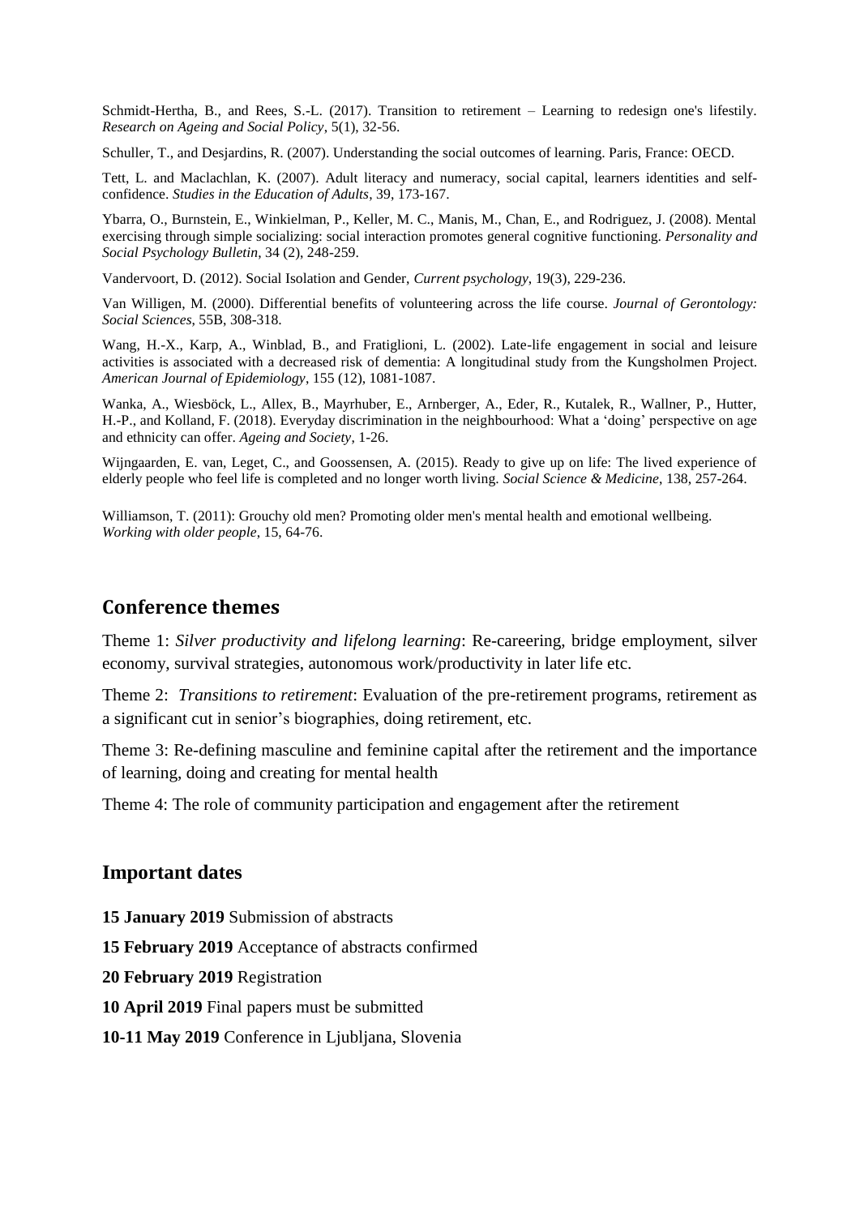Schmidt-Hertha, B., and Rees, S.-L. (2017). Transition to retirement – Learning to redesign one's lifestily. *Research on Ageing and Social Policy*, 5(1), 32-56.

Schuller, T., and Desjardins, R. (2007). Understanding the social outcomes of learning. Paris, France: OECD.

Tett, L. and Maclachlan, K. (2007). Adult literacy and numeracy, social capital, learners identities and self-confidence. *Studies in the Education of Adults*, 39, 173-167.

Ybarra, O., Burnstein, E., Winkielman, P., Keller, M. C., Manis, M., Chan, E., and Rodriguez, J. (2008). Mental exercising through simple socializing: social interaction promotes general cognitive functioning. *Personality and Social Psychology Bulletin*, 34 (2), 248-259.

Vandervoort, D. (2012). Social Isolation and Gender, *Current psychology*, 19(3), 229-236.

Van Willigen, M. (2000). Differential benefits of volunteering across the life course. *Journal of Gerontology: Social Sciences*, 55B, 308-318.

Wang, H.-X., Karp, A., Winblad, B., and Fratiglioni, L. (2002). Late-life engagement in social and leisure activities is associated with a decreased risk of dementia: A longitudinal study from the Kungsholmen Project. *American Journal of Epidemiology*, 155 (12), 1081-1087.

Wanka, A., Wiesböck, L., Allex, B., Mayrhuber, E., Arnberger, A., Eder, R., Kutalek, R., Wallner, P., Hutter, H.-P., and Kolland, F. (2018). Everyday discrimination in the neighbourhood: What a 'doing' perspective on age and ethnicity can offer. *Ageing and Society*, 1-26.

Wijngaarden, E. van, Leget, C., and Goossensen, A. (2015). Ready to give up on life: The lived experience of elderly people who feel life is completed and no longer worth living. *Social Science & Medicine*, 138, 257-264.

Williamson, T. (2011): Grouchy old men? Promoting older men's mental health and emotional wellbeing. *Working with older people*, 15, 64-76.

## Conference themes

Theme 1: *Silver productivity and lifelong learning*: Re-careering, bridge employment, silver economy, survival strategies, autonomous work/productivity in later life etc.

Theme 2: *Transitions to retirement*: Evaluation of the pre-retirement programs, retirement as a significant cut in senior's biographies, doing retirement, etc.

Theme 3: Re-defining masculine and feminine capital after the retirement and the importance of learning, doing and creating for mental health

Theme 4: The role of community participation and engagement after the retirement

## Important dates

**15 January 2019** Submission of abstracts

**15 February 2019** Acceptance of abstracts confirmed

**20 February 2019** Registration

**10 April 2019** Final papers must be submitted

**10-11 May 2019** Conference in Ljubljana, Slovenia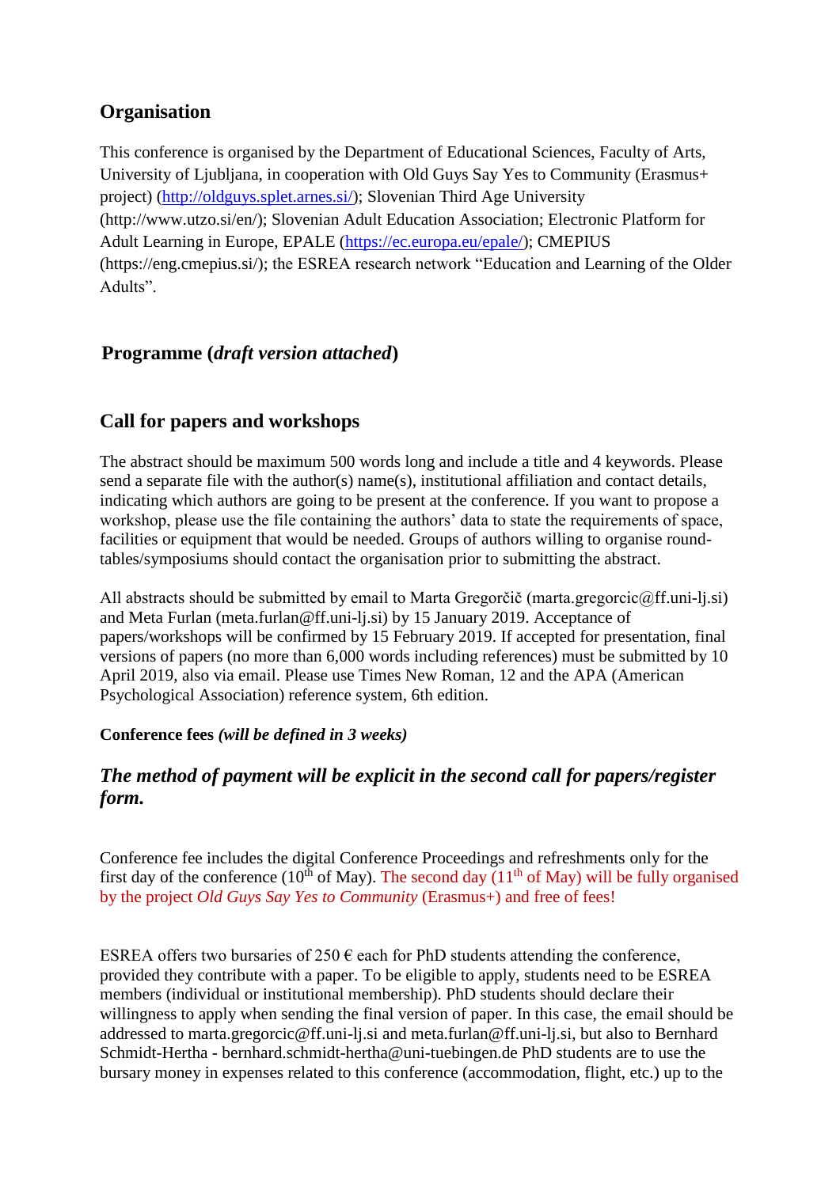## Organisation

This conference is organised by the Department of Educational Sciences, Faculty of Arts, University of Ljubljana, in cooperation with Old Guys Say Yes to Community (Erasmus+ project) (http://oldguys.splet.arnes.si/); Slovenian Third Age University (http://www.utzo.si/en/); Slovenian Adult Education Association; Electronic Platform for Adult Learning in Europe, EPALE (https://ec.europa.eu/epale/); CMEPIUS (https://eng.cmepius.si/); the ESREA research network "Education and Learning of the Older Adults".

## Programme (*draft version attached*)

## Call for papers and workshops

The abstract should be maximum 500 words long and include a title and 4 keywords. Please send a separate file with the author(s) name(s), institutional affiliation and contact details, indicating which authors are going to be present at the conference. If you want to propose a workshop, please use the file containing the authors' data to state the requirements of space, facilities or equipment that would be needed. Groups of authors willing to organise round-tables/symposiums should contact the organisation prior to submitting the abstract.

All abstracts should be submitted by email to Marta Gregorčič (marta.gregorcic@ff.uni-lj.si) and Meta Furlan (meta.furlan@ff.uni-lj.si) by 15 January 2019. Acceptance of papers/workshops will be confirmed by 15 February 2019. If accepted for presentation, final versions of papers (no more than 6,000 words including references) must be submitted by 10 April 2019, also via email. Please use Times New Roman, 12 and the APA (American Psychological Association) reference system, 6th edition.

**Conference fees *(will be defined in 3 weeks)***

### *The method of payment will be explicit in the second call for papers/register form.*

Conference fee includes the digital Conference Proceedings and refreshments only for the first day of the conference (10th of May). The second day (11th of May) will be fully organised by the project *Old Guys Say Yes to Community* (Erasmus+) and free of fees!

ESREA offers two bursaries of 250 € each for PhD students attending the conference, provided they contribute with a paper. To be eligible to apply, students need to be ESREA members (individual or institutional membership). PhD students should declare their willingness to apply when sending the final version of paper. In this case, the email should be addressed to marta.gregorcic@ff.uni-lj.si and meta.furlan@ff.uni-lj.si, but also to Bernhard Schmidt-Hertha - bernhard.schmidt-hertha@uni-tuebingen.de PhD students are to use the bursary money in expenses related to this conference (accommodation, flight, etc.) up to the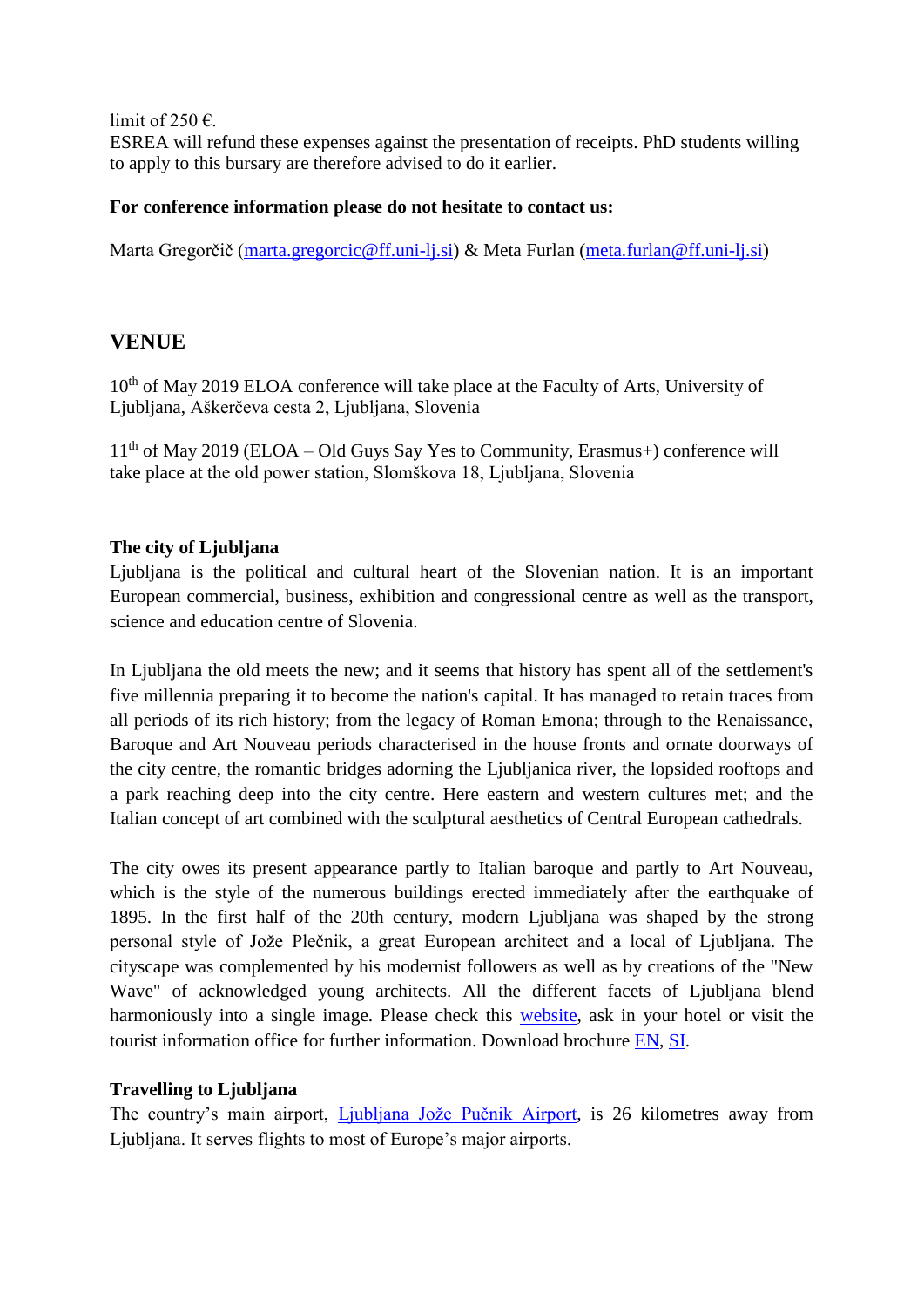limit of 250 €.
ESREA will refund these expenses against the presentation of receipts. PhD students willing to apply to this bursary are therefore advised to do it earlier.

**For conference information please do not hesitate to contact us:**

Marta Gregorčič (marta.gregorcic@ff.uni-lj.si) & Meta Furlan (meta.furlan@ff.uni-lj.si)

## VENUE

10th of May 2019 ELOA conference will take place at the Faculty of Arts, University of Ljubljana, Aškerčeva cesta 2, Ljubljana, Slovenia

11th of May 2019 (ELOA – Old Guys Say Yes to Community, Erasmus+) conference will take place at the old power station, Slomškova 18, Ljubljana, Slovenia

### The city of Ljubljana

Ljubljana is the political and cultural heart of the Slovenian nation. It is an important European commercial, business, exhibition and congressional centre as well as the transport, science and education centre of Slovenia.

In Ljubljana the old meets the new; and it seems that history has spent all of the settlement's five millennia preparing it to become the nation's capital. It has managed to retain traces from all periods of its rich history; from the legacy of Roman Emona; through to the Renaissance, Baroque and Art Nouveau periods characterised in the house fronts and ornate doorways of the city centre, the romantic bridges adorning the Ljubljanica river, the lopsided rooftops and a park reaching deep into the city centre. Here eastern and western cultures met; and the Italian concept of art combined with the sculptural aesthetics of Central European cathedrals.

The city owes its present appearance partly to Italian baroque and partly to Art Nouveau, which is the style of the numerous buildings erected immediately after the earthquake of 1895. In the first half of the 20th century, modern Ljubljana was shaped by the strong personal style of Jože Plečnik, a great European architect and a local of Ljubljana. The cityscape was complemented by his modernist followers as well as by creations of the "New Wave" of acknowledged young architects. All the different facets of Ljubljana blend harmoniously into a single image. Please check this website, ask in your hotel or visit the tourist information office for further information. Download brochure EN, SI.

### Travelling to Ljubljana

The country's main airport, Ljubljana Jože Pučnik Airport, is 26 kilometres away from Ljubljana. It serves flights to most of Europe's major airports.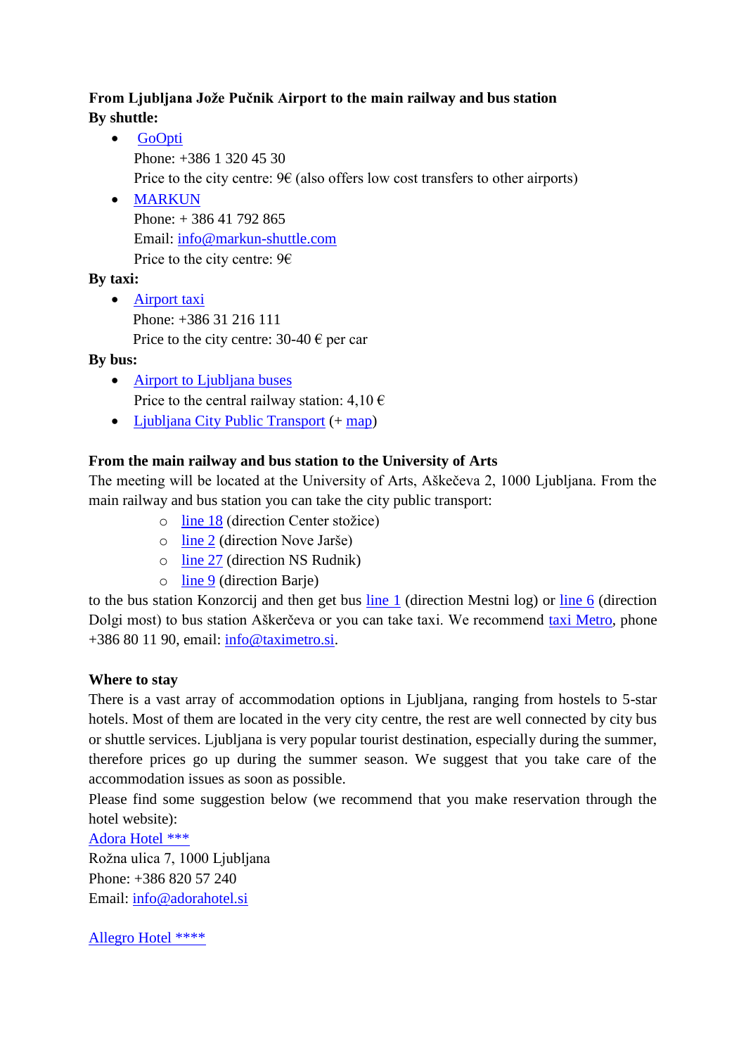**From Ljubljana Jože Pučnik Airport to the main railway and bus station**

**By shuttle:**

- GoOpti
  Phone: +386 1 320 45 30
  Price to the city centre: 9€ (also offers low cost transfers to other airports)
- MARKUN
  Phone: + 386 41 792 865
  Email: info@markun-shuttle.com
  Price to the city centre: 9€

**By taxi:**

- Airport taxi
  Phone: +386 31 216 111
  Price to the city centre: 30-40 € per car

**By bus:**

- Airport to Ljubljana buses
  Price to the central railway station: 4,10 €
- Ljubljana City Public Transport (+ map)

**From the main railway and bus station to the University of Arts**

The meeting will be located at the University of Arts, Aškečeva 2, 1000 Ljubljana. From the main railway and bus station you can take the city public transport:

  - line 18 (direction Center stožice)
  - line 2 (direction Nove Jarše)
  - line 27 (direction NS Rudnik)
  - line 9 (direction Barje)

to the bus station Konzorcij and then get bus line 1 (direction Mestni log) or line 6 (direction Dolgi most) to bus station Aškerčeva or you can take taxi. We recommend taxi Metro, phone +386 80 11 90, email: info@taximetro.si.

**Where to stay**

There is a vast array of accommodation options in Ljubljana, ranging from hostels to 5-star hotels. Most of them are located in the very city centre, the rest are well connected by city bus or shuttle services. Ljubljana is very popular tourist destination, especially during the summer, therefore prices go up during the summer season. We suggest that you take care of the accommodation issues as soon as possible.

Please find some suggestion below (we recommend that you make reservation through the hotel website):

Adora Hotel ***
Rožna ulica 7, 1000 Ljubljana
Phone: +386 820 57 240
Email: info@adorahotel.si

Allegro Hotel ****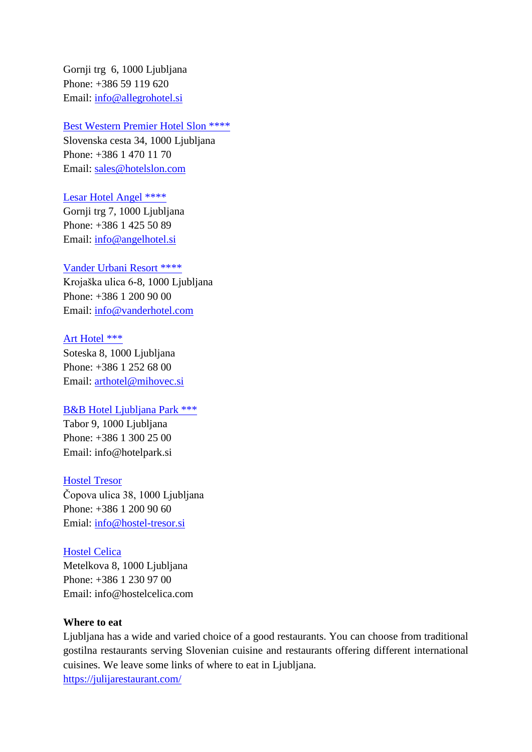Gornji trg  6, 1000 Ljubljana
Phone: +386 59 119 620
Email: info@allegrohotel.si

Best Western Premier Hotel Slon ****
Slovenska cesta 34, 1000 Ljubljana
Phone: +386 1 470 11 70
Email: sales@hotelslon.com

Lesar Hotel Angel ****
Gornji trg 7, 1000 Ljubljana
Phone: +386 1 425 50 89
Email: info@angelhotel.si

Vander Urbani Resort ****
Krojaška ulica 6-8, 1000 Ljubljana
Phone: +386 1 200 90 00
Email: info@vanderhotel.com

Art Hotel ***
Soteska 8, 1000 Ljubljana
Phone: +386 1 252 68 00
Email: arthotel@mihovec.si

B&B Hotel Ljubljana Park ***
Tabor 9, 1000 Ljubljana
Phone: +386 1 300 25 00
Email: info@hotelpark.si

Hostel Tresor
Čopova ulica 38, 1000 Ljubljana
Phone: +386 1 200 90 60
Emial: info@hostel-tresor.si

Hostel Celica
Metelkova 8, 1000 Ljubljana
Phone: +386 1 230 97 00
Email: info@hostelcelica.com

**Where to eat**

Ljubljana has a wide and varied choice of a good restaurants. You can choose from traditional gostilna restaurants serving Slovenian cuisine and restaurants offering different international cuisines. We leave some links of where to eat in Ljubljana.
https://julijarestaurant.com/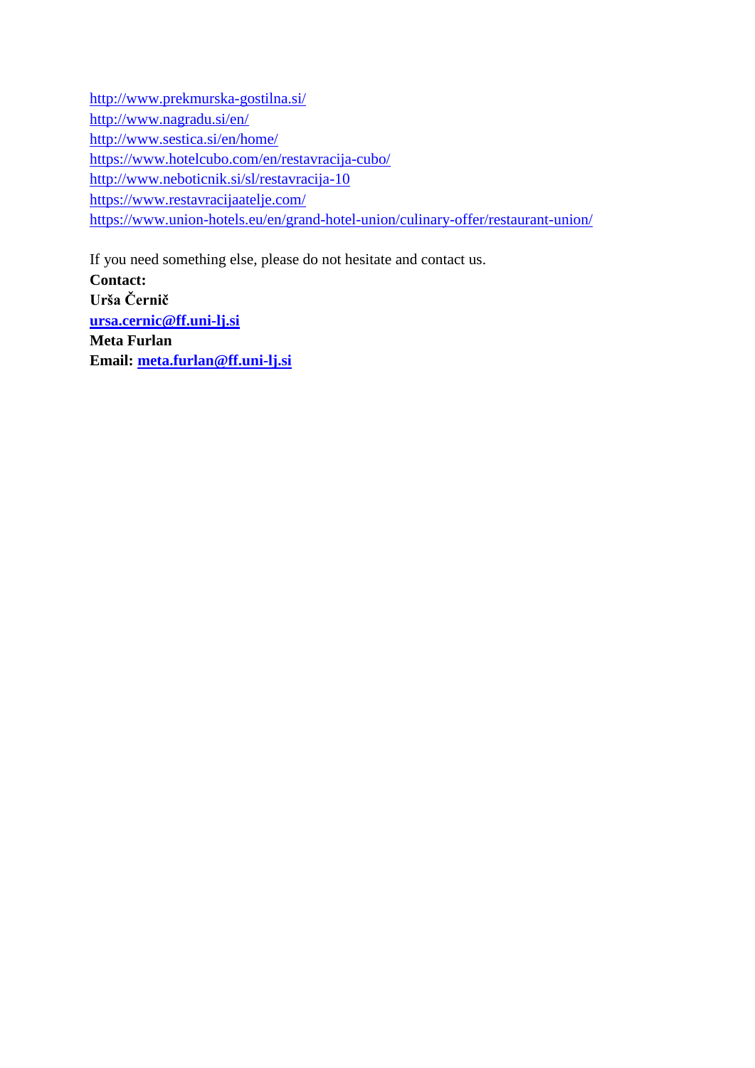http://www.prekmurska-gostilna.si/
http://www.nagradu.si/en/
http://www.sestica.si/en/home/
https://www.hotelcubo.com/en/restavracija-cubo/
http://www.neboticnik.si/sl/restavracija-10
https://www.restavracijaatelje.com/
https://www.union-hotels.eu/en/grand-hotel-union/culinary-offer/restaurant-union/

If you need something else, please do not hesitate and contact us.
**Contact:**
**Urša Černič**
**ursa.cernic@ff.uni-lj.si**
**Meta Furlan**
**Email: meta.furlan@ff.uni-lj.si**